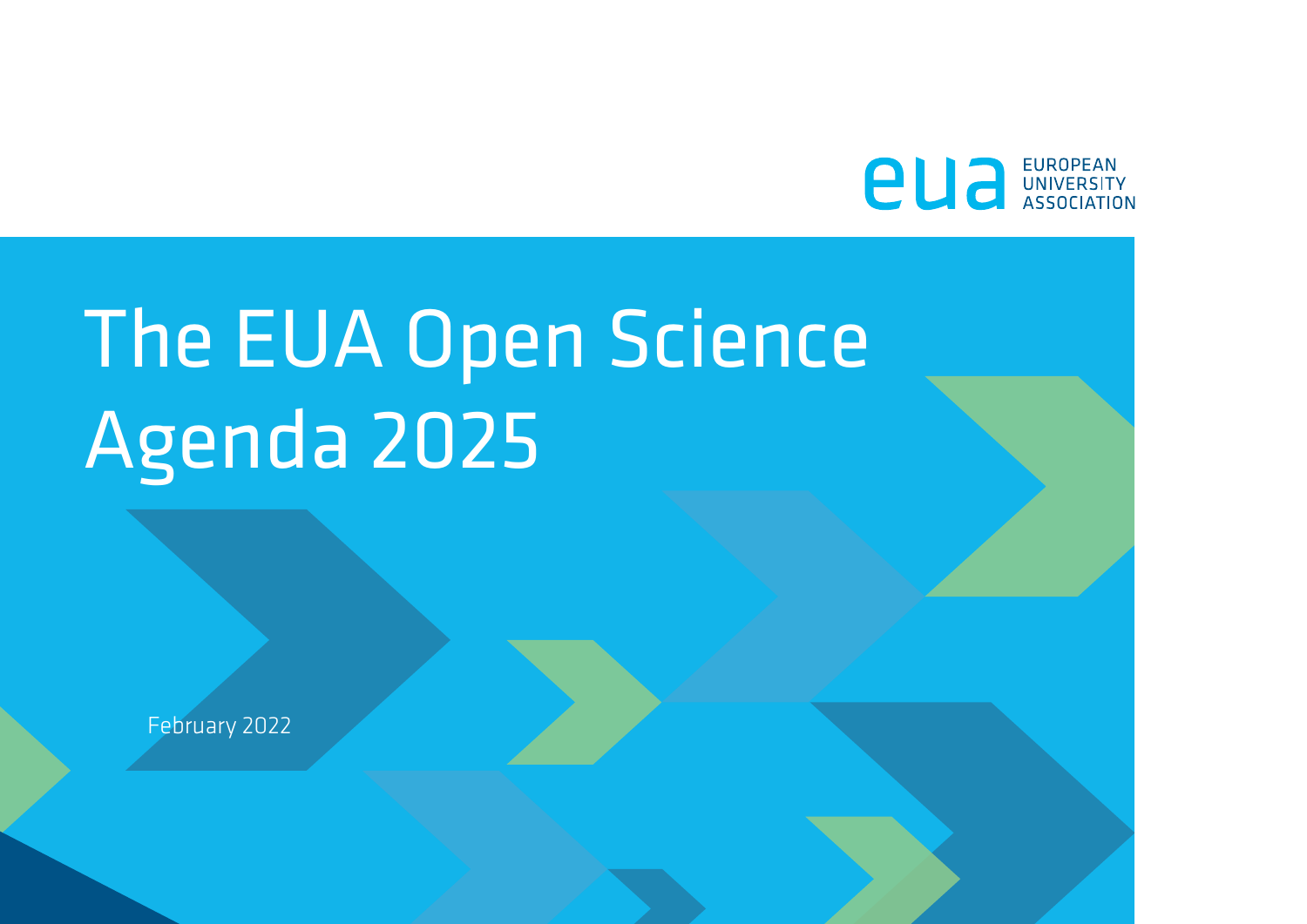EUROPEAN UNIVERSITY ASSOCIATION

# The EUA Open Science Agenda 2025

February 2022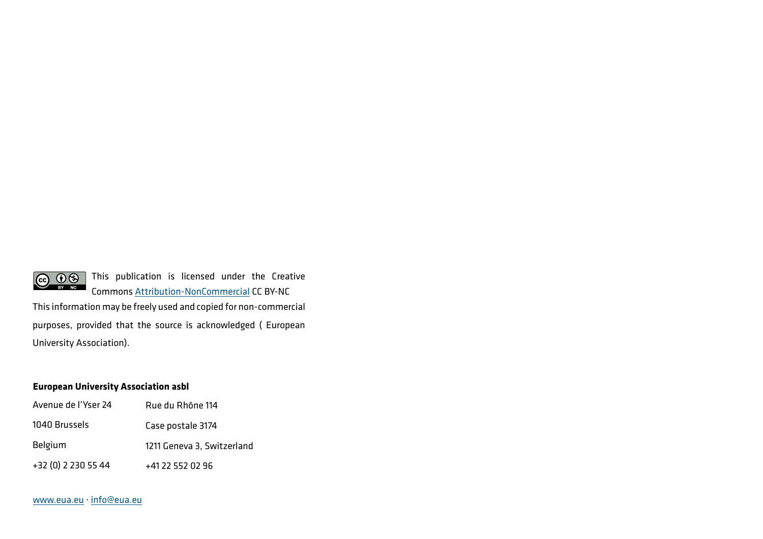This publication is licensed under the Creative Commons Attribution-NonCommercial CC BY-NC

This information may be freely used and copied for non-commercial purposes, provided that the source is acknowledged ( European University Association).

**European University Association asbl**

| Avenue de l'Yser 24 | Rue du Rhône 114 |
|---|---|
| 1040 Brussels | Case postale 3174 |
| Belgium | 1211 Geneva 3, Switzerland |
| +32 (0) 2 230 55 44 | +41 22 552 02 96 |

www.eua.eu · info@eua.eu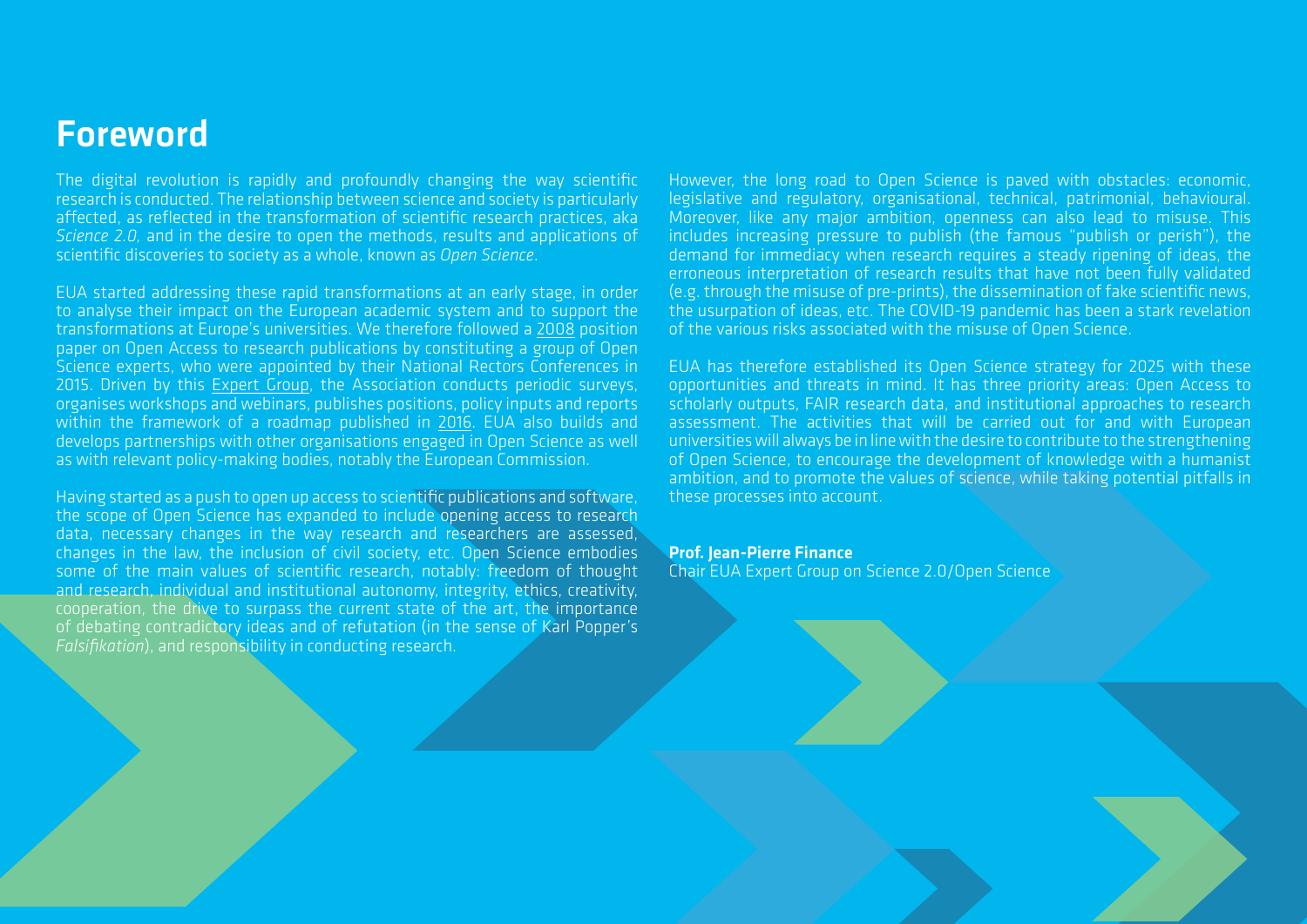# Foreword

The digital revolution is rapidly and profoundly changing the way scientific research is conducted. The relationship between science and society is particularly affected, as reflected in the transformation of scientific research practices, aka *Science 2.0*, and in the desire to open the methods, results and applications of scientific discoveries to society as a whole, known as *Open Science*.

EUA started addressing these rapid transformations at an early stage, in order to analyse their impact on the European academic system and to support the transformations at Europe's universities. We therefore followed a 2008 position paper on Open Access to research publications by constituting a group of Open Science experts, who were appointed by their National Rectors Conferences in 2015. Driven by this Expert Group, the Association conducts periodic surveys, organises workshops and webinars, publishes positions, policy inputs and reports within the framework of a roadmap published in 2016. EUA also builds and develops partnerships with other organisations engaged in Open Science as well as with relevant policy-making bodies, notably the European Commission.

Having started as a push to open up access to scientific publications and software, the scope of Open Science has expanded to include opening access to research data, necessary changes in the way research and researchers are assessed, changes in the law, the inclusion of civil society, etc. Open Science embodies some of the main values of scientific research, notably: freedom of thought and research, individual and institutional autonomy, integrity, ethics, creativity, cooperation, the drive to surpass the current state of the art, the importance of debating contradictory ideas and of refutation (in the sense of Karl Popper's *Falsifikation*), and responsibility in conducting research.

However, the long road to Open Science is paved with obstacles: economic, legislative and regulatory, organisational, technical, patrimonial, behavioural. Moreover, like any major ambition, openness can also lead to misuse. This includes increasing pressure to publish (the famous "publish or perish"), the demand for immediacy when research requires a steady ripening of ideas, the erroneous interpretation of research results that have not been fully validated (e.g. through the misuse of pre-prints), the dissemination of fake scientific news, the usurpation of ideas, etc. The COVID-19 pandemic has been a stark revelation of the various risks associated with the misuse of Open Science.

EUA has therefore established its Open Science strategy for 2025 with these opportunities and threats in mind. It has three priority areas: Open Access to scholarly outputs, FAIR research data, and institutional approaches to research assessment. The activities that will be carried out for and with European universities will always be in line with the desire to contribute to the strengthening of Open Science, to encourage the development of knowledge with a humanist ambition, and to promote the values of science, while taking potential pitfalls in these processes into account.

**Prof. Jean-Pierre Finance**
Chair EUA Expert Group on Science 2.0/Open Science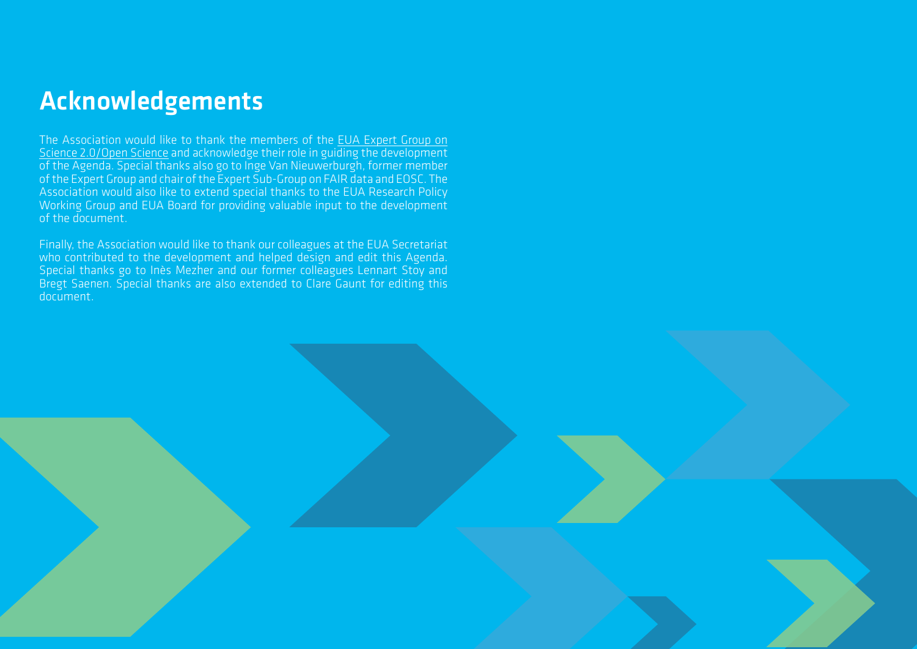# Acknowledgements

The Association would like to thank the members of the EUA Expert Group on Science 2.0/Open Science and acknowledge their role in guiding the development of the Agenda. Special thanks also go to Inge Van Nieuwerburgh, former member of the Expert Group and chair of the Expert Sub-Group on FAIR data and EOSC. The Association would also like to extend special thanks to the EUA Research Policy Working Group and EUA Board for providing valuable input to the development of the document.

Finally, the Association would like to thank our colleagues at the EUA Secretariat who contributed to the development and helped design and edit this Agenda. Special thanks go to Inès Mezher and our former colleagues Lennart Stoy and Bregt Saenen. Special thanks are also extended to Clare Gaunt for editing this document.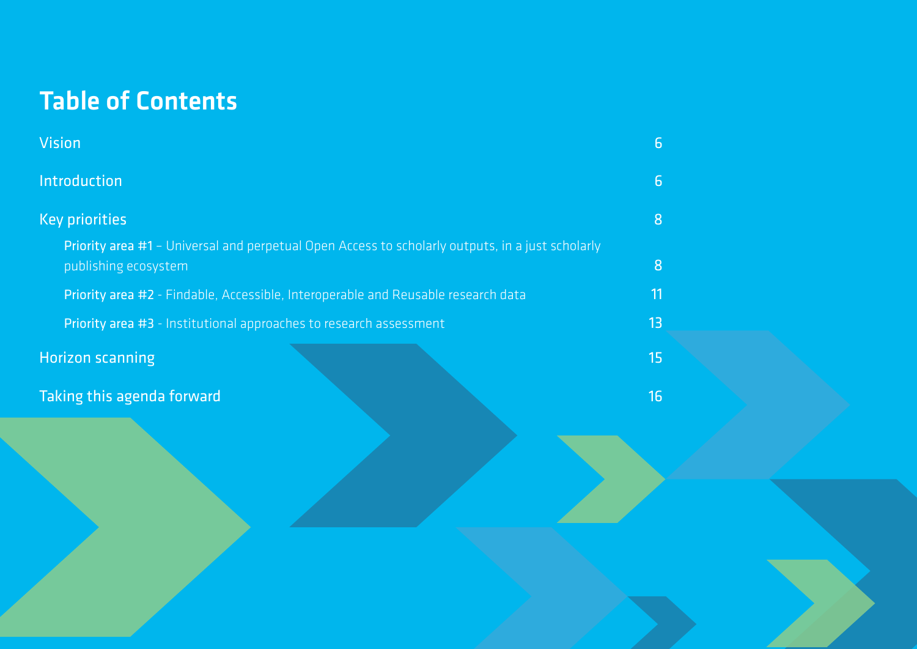# Table of Contents

| | |
|---|---|
| Vision | 6 |
| Introduction | 6 |
| Key priorities | 8 |
| **Priority area #1** – Universal and perpetual Open Access to scholarly outputs, in a just scholarly publishing ecosystem | 8 |
| **Priority area #2** - Findable, Accessible, Interoperable and Reusable research data | 11 |
| **Priority area #3** - Institutional approaches to research assessment | 13 |
| Horizon scanning | 15 |
| Taking this agenda forward | 16 |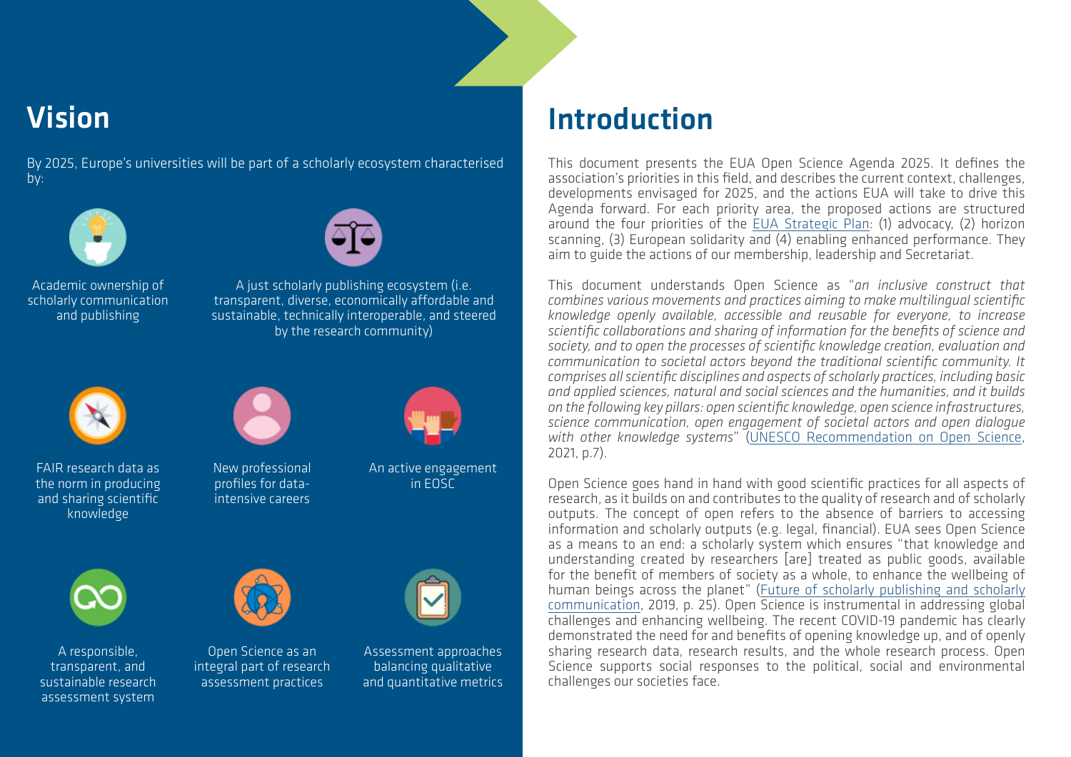## Vision

By 2025, Europe's universities will be part of a scholarly ecosystem characterised by:

- Academic ownership of scholarly communication and publishing
- A just scholarly publishing ecosystem (i.e. transparent, diverse, economically affordable and sustainable, technically interoperable, and steered by the research community)
- FAIR research data as the norm in producing and sharing scientific knowledge
- New professional profiles for data-intensive careers
- An active engagement in EOSC
- A responsible, transparent, and sustainable research assessment system
- Open Science as an integral part of research assessment practices
- Assessment approaches balancing qualitative and quantitative metrics

## Introduction

This document presents the EUA Open Science Agenda 2025. It defines the association's priorities in this field, and describes the current context, challenges, developments envisaged for 2025, and the actions EUA will take to drive this Agenda forward. For each priority area, the proposed actions are structured around the four priorities of the EUA Strategic Plan: (1) advocacy, (2) horizon scanning, (3) European solidarity and (4) enabling enhanced performance. They aim to guide the actions of our membership, leadership and Secretariat.

This document understands Open Science as "*an inclusive construct that combines various movements and practices aiming to make multilingual scientific knowledge openly available, accessible and reusable for everyone, to increase scientific collaborations and sharing of information for the benefits of science and society, and to open the processes of scientific knowledge creation, evaluation and communication to societal actors beyond the traditional scientific community. It comprises all scientific disciplines and aspects of scholarly practices, including basic and applied sciences, natural and social sciences and the humanities, and it builds on the following key pillars: open scientific knowledge, open science infrastructures, science communication, open engagement of societal actors and open dialogue with other knowledge systems*" (UNESCO Recommendation on Open Science, 2021, p.7).

Open Science goes hand in hand with good scientific practices for all aspects of research, as it builds on and contributes to the quality of research and of scholarly outputs. The concept of open refers to the absence of barriers to accessing information and scholarly outputs (e.g. legal, financial). EUA sees Open Science as a means to an end: a scholarly system which ensures "that knowledge and understanding created by researchers [are] treated as public goods, available for the benefit of members of society as a whole, to enhance the wellbeing of human beings across the planet" (Future of scholarly publishing and scholarly communication, 2019, p. 25). Open Science is instrumental in addressing global challenges and enhancing wellbeing. The recent COVID-19 pandemic has clearly demonstrated the need for and benefits of opening knowledge up, and of openly sharing research data, research results, and the whole research process. Open Science supports social responses to the political, social and environmental challenges our societies face.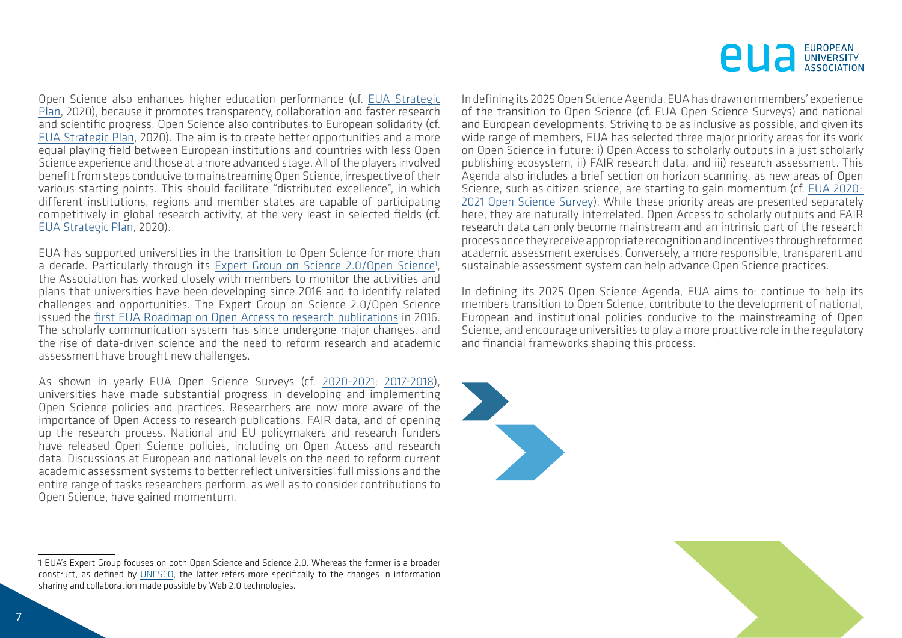Open Science also enhances higher education performance (cf. EUA Strategic Plan, 2020), because it promotes transparency, collaboration and faster research and scientific progress. Open Science also contributes to European solidarity (cf. EUA Strategic Plan, 2020). The aim is to create better opportunities and a more equal playing field between European institutions and countries with less Open Science experience and those at a more advanced stage. All of the players involved benefit from steps conducive to mainstreaming Open Science, irrespective of their various starting points. This should facilitate "distributed excellence", in which different institutions, regions and member states are capable of participating competitively in global research activity, at the very least in selected fields (cf. EUA Strategic Plan, 2020).

EUA has supported universities in the transition to Open Science for more than a decade. Particularly through its Expert Group on Science 2.0/Open Science[1], the Association has worked closely with members to monitor the activities and plans that universities have been developing since 2016 and to identify related challenges and opportunities. The Expert Group on Science 2.0/Open Science issued the first EUA Roadmap on Open Access to research publications in 2016. The scholarly communication system has since undergone major changes, and the rise of data-driven science and the need to reform research and academic assessment have brought new challenges.

As shown in yearly EUA Open Science Surveys (cf. 2020-2021; 2017-2018), universities have made substantial progress in developing and implementing Open Science policies and practices. Researchers are now more aware of the importance of Open Access to research publications, FAIR data, and of opening up the research process. National and EU policymakers and research funders have released Open Science policies, including on Open Access and research data. Discussions at European and national levels on the need to reform current academic assessment systems to better reflect universities' full missions and the entire range of tasks researchers perform, as well as to consider contributions to Open Science, have gained momentum.

In defining its 2025 Open Science Agenda, EUA has drawn on members' experience of the transition to Open Science (cf. EUA Open Science Surveys) and national and European developments. Striving to be as inclusive as possible, and given its wide range of members, EUA has selected three major priority areas for its work on Open Science in future: i) Open Access to scholarly outputs in a just scholarly publishing ecosystem, ii) FAIR research data, and iii) research assessment. This Agenda also includes a brief section on horizon scanning, as new areas of Open Science, such as citizen science, are starting to gain momentum (cf. EUA 2020-2021 Open Science Survey). While these priority areas are presented separately here, they are naturally interrelated. Open Access to scholarly outputs and FAIR research data can only become mainstream and an intrinsic part of the research process once they receive appropriate recognition and incentives through reformed academic assessment exercises. Conversely, a more responsible, transparent and sustainable assessment system can help advance Open Science practices.

In defining its 2025 Open Science Agenda, EUA aims to: continue to help its members transition to Open Science, contribute to the development of national, European and institutional policies conducive to the mainstreaming of Open Science, and encourage universities to play a more proactive role in the regulatory and financial frameworks shaping this process.

---

1 EUA's Expert Group focuses on both Open Science and Science 2.0. Whereas the former is a broader construct, as defined by UNESCO, the latter refers more specifically to the changes in information sharing and collaboration made possible by Web 2.0 technologies.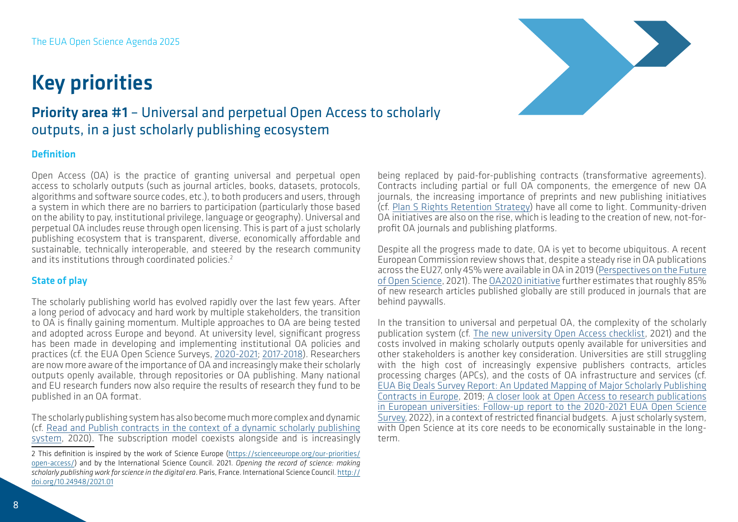# Key priorities

## Priority area #1 – Universal and perpetual Open Access to scholarly outputs, in a just scholarly publishing ecosystem

### Definition

Open Access (OA) is the practice of granting universal and perpetual open access to scholarly outputs (such as journal articles, books, datasets, protocols, algorithms and software source codes, etc.), to both producers and users, through a system in which there are no barriers to participation (particularly those based on the ability to pay, institutional privilege, language or geography). Universal and perpetual OA includes reuse through open licensing. This is part of a just scholarly publishing ecosystem that is transparent, diverse, economically affordable and sustainable, technically interoperable, and steered by the research community and its institutions through coordinated policies.[2]

### State of play

The scholarly publishing world has evolved rapidly over the last few years. After a long period of advocacy and hard work by multiple stakeholders, the transition to OA is finally gaining momentum. Multiple approaches to OA are being tested and adopted across Europe and beyond. At university level, significant progress has been made in developing and implementing institutional OA policies and practices (cf. the EUA Open Science Surveys, 2020-2021; 2017-2018). Researchers are now more aware of the importance of OA and increasingly make their scholarly outputs openly available, through repositories or OA publishing. Many national and EU research funders now also require the results of research they fund to be published in an OA format.

The scholarly publishing system has also become much more complex and dynamic (cf. Read and Publish contracts in the context of a dynamic scholarly publishing system, 2020). The subscription model coexists alongside and is increasingly being replaced by paid-for-publishing contracts (transformative agreements). Contracts including partial or full OA components, the emergence of new OA journals, the increasing importance of preprints and new publishing initiatives (cf. Plan S Rights Retention Strategy) have all come to light. Community-driven OA initiatives are also on the rise, which is leading to the creation of new, not-for-profit OA journals and publishing platforms.

Despite all the progress made to date, OA is yet to become ubiquitous. A recent European Commission review shows that, despite a steady rise in OA publications across the EU27, only 45% were available in OA in 2019 (Perspectives on the Future of Open Science, 2021). The OA2020 initiative further estimates that roughly 85% of new research articles published globally are still produced in journals that are behind paywalls.

In the transition to universal and perpetual OA, the complexity of the scholarly publication system (cf. The new university Open Access checklist, 2021) and the costs involved in making scholarly outputs openly available for universities and other stakeholders is another key consideration. Universities are still struggling with the high cost of increasingly expensive publishers contracts, articles processing charges (APCs), and the costs of OA infrastructure and services (cf. EUA Big Deals Survey Report: An Updated Mapping of Major Scholarly Publishing Contracts in Europe, 2019; A closer look at Open Access to research publications in European universities: Follow-up report to the 2020-2021 EUA Open Science Survey, 2022), in a context of restricted financial budgets. A just scholarly system, with Open Science at its core needs to be economically sustainable in the long-term.

---

[2] This definition is inspired by the work of Science Europe (https://scienceeurope.org/our-priorities/open-access/) and by the International Science Council. 2021. *Opening the record of science: making scholarly publishing work for science in the digital era*. Paris, France. International Science Council. http://doi.org/10.24948/2021.01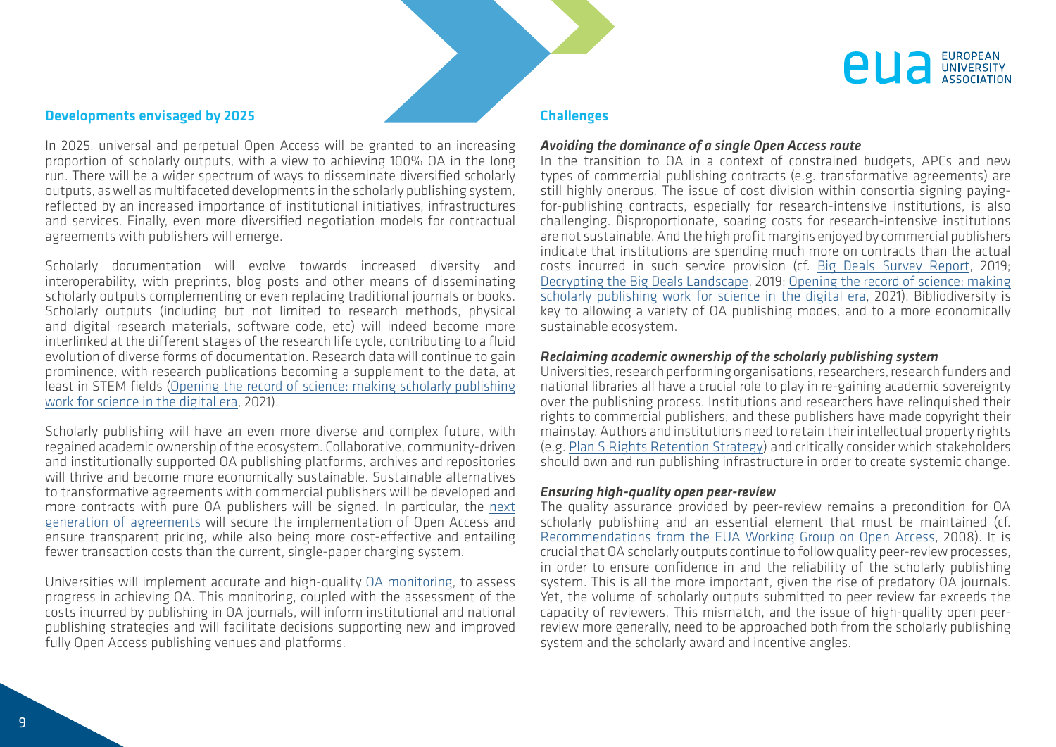## Developments envisaged by 2025

In 2025, universal and perpetual Open Access will be granted to an increasing proportion of scholarly outputs, with a view to achieving 100% OA in the long run. There will be a wider spectrum of ways to disseminate diversified scholarly outputs, as well as multifaceted developments in the scholarly publishing system, reflected by an increased importance of institutional initiatives, infrastructures and services. Finally, even more diversified negotiation models for contractual agreements with publishers will emerge.

Scholarly documentation will evolve towards increased diversity and interoperability, with preprints, blog posts and other means of disseminating scholarly outputs complementing or even replacing traditional journals or books. Scholarly outputs (including but not limited to research methods, physical and digital research materials, software code, etc) will indeed become more interlinked at the different stages of the research life cycle, contributing to a fluid evolution of diverse forms of documentation. Research data will continue to gain prominence, with research publications becoming a supplement to the data, at least in STEM fields (Opening the record of science: making scholarly publishing work for science in the digital era, 2021).

Scholarly publishing will have an even more diverse and complex future, with regained academic ownership of the ecosystem. Collaborative, community-driven and institutionally supported OA publishing platforms, archives and repositories will thrive and become more economically sustainable. Sustainable alternatives to transformative agreements with commercial publishers will be developed and more contracts with pure OA publishers will be signed. In particular, the next generation of agreements will secure the implementation of Open Access and ensure transparent pricing, while also being more cost-effective and entailing fewer transaction costs than the current, single-paper charging system.

Universities will implement accurate and high-quality OA monitoring, to assess progress in achieving OA. This monitoring, coupled with the assessment of the costs incurred by publishing in OA journals, will inform institutional and national publishing strategies and will facilitate decisions supporting new and improved fully Open Access publishing venues and platforms.

## Challenges

### *Avoiding the dominance of a single Open Access route*

In the transition to OA in a context of constrained budgets, APCs and new types of commercial publishing contracts (e.g. transformative agreements) are still highly onerous. The issue of cost division within consortia signing paying-for-publishing contracts, especially for research-intensive institutions, is also challenging. Disproportionate, soaring costs for research-intensive institutions are not sustainable. And the high profit margins enjoyed by commercial publishers indicate that institutions are spending much more on contracts than the actual costs incurred in such service provision (cf. Big Deals Survey Report, 2019; Decrypting the Big Deals Landscape, 2019; Opening the record of science: making scholarly publishing work for science in the digital era, 2021). Bibliodiversity is key to allowing a variety of OA publishing modes, and to a more economically sustainable ecosystem.

### *Reclaiming academic ownership of the scholarly publishing system*

Universities, research performing organisations, researchers, research funders and national libraries all have a crucial role to play in re-gaining academic sovereignty over the publishing process. Institutions and researchers have relinquished their rights to commercial publishers, and these publishers have made copyright their mainstay. Authors and institutions need to retain their intellectual property rights (e.g. Plan S Rights Retention Strategy) and critically consider which stakeholders should own and run publishing infrastructure in order to create systemic change.

### *Ensuring high-quality open peer-review*

The quality assurance provided by peer-review remains a precondition for OA scholarly publishing and an essential element that must be maintained (cf. Recommendations from the EUA Working Group on Open Access, 2008). It is crucial that OA scholarly outputs continue to follow quality peer-review processes, in order to ensure confidence in and the reliability of the scholarly publishing system. This is all the more important, given the rise of predatory OA journals. Yet, the volume of scholarly outputs submitted to peer review far exceeds the capacity of reviewers. This mismatch, and the issue of high-quality open peer-review more generally, need to be approached both from the scholarly publishing system and the scholarly award and incentive angles.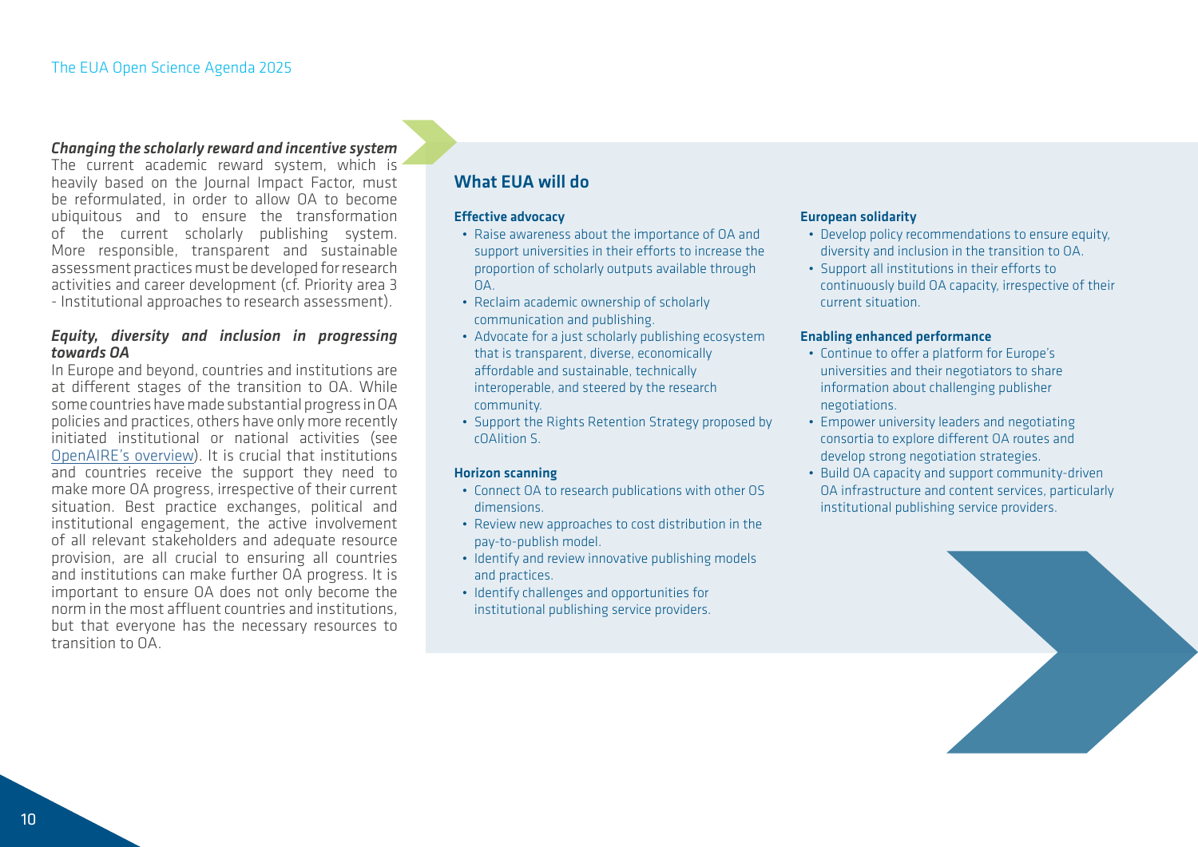***Changing the scholarly reward and incentive system***

The current academic reward system, which is heavily based on the Journal Impact Factor, must be reformulated, in order to allow OA to become ubiquitous and to ensure the transformation of the current scholarly publishing system. More responsible, transparent and sustainable assessment practices must be developed for research activities and career development (cf. Priority area 3 - Institutional approaches to research assessment).

***Equity, diversity and inclusion in progressing towards OA***

In Europe and beyond, countries and institutions are at different stages of the transition to OA. While some countries have made substantial progress in OA policies and practices, others have only more recently initiated institutional or national activities (see OpenAIRE's overview). It is crucial that institutions and countries receive the support they need to make more OA progress, irrespective of their current situation. Best practice exchanges, political and institutional engagement, the active involvement of all relevant stakeholders and adequate resource provision, are all crucial to ensuring all countries and institutions can make further OA progress. It is important to ensure OA does not only become the norm in the most affluent countries and institutions, but that everyone has the necessary resources to transition to OA.

## What EUA will do

**Effective advocacy**

- Raise awareness about the importance of OA and support universities in their efforts to increase the proportion of scholarly outputs available through OA.
- Reclaim academic ownership of scholarly communication and publishing.
- Advocate for a just scholarly publishing ecosystem that is transparent, diverse, economically affordable and sustainable, technically interoperable, and steered by the research community.
- Support the Rights Retention Strategy proposed by cOAlition S.

**Horizon scanning**

- Connect OA to research publications with other OS dimensions.
- Review new approaches to cost distribution in the pay-to-publish model.
- Identify and review innovative publishing models and practices.
- Identify challenges and opportunities for institutional publishing service providers.

**European solidarity**

- Develop policy recommendations to ensure equity, diversity and inclusion in the transition to OA.
- Support all institutions in their efforts to continuously build OA capacity, irrespective of their current situation.

**Enabling enhanced performance**

- Continue to offer a platform for Europe's universities and their negotiators to share information about challenging publisher negotiations.
- Empower university leaders and negotiating consortia to explore different OA routes and develop strong negotiation strategies.
- Build OA capacity and support community-driven OA infrastructure and content services, particularly institutional publishing service providers.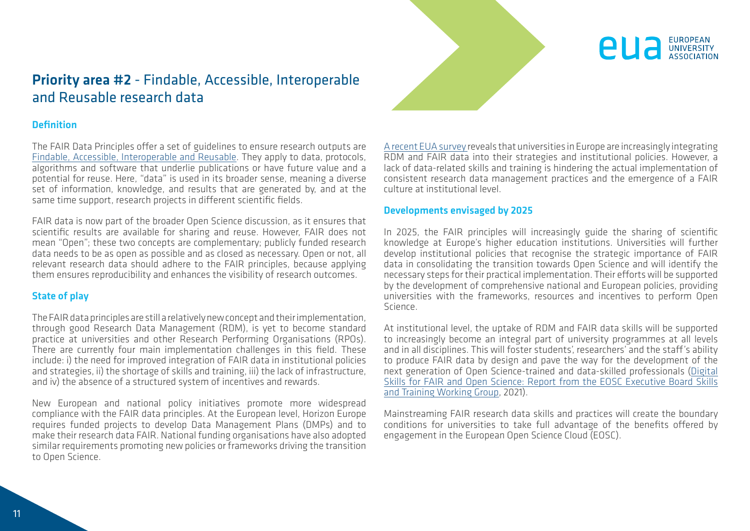## **Priority area #2** - Findable, Accessible, Interoperable and Reusable research data

### Definition

The FAIR Data Principles offer a set of guidelines to ensure research outputs are Findable, Accessible, Interoperable and Reusable. They apply to data, protocols, algorithms and software that underlie publications or have future value and a potential for reuse. Here, "data" is used in its broader sense, meaning a diverse set of information, knowledge, and results that are generated by, and at the same time support, research projects in different scientific fields.

FAIR data is now part of the broader Open Science discussion, as it ensures that scientific results are available for sharing and reuse. However, FAIR does not mean "Open"; these two concepts are complementary; publicly funded research data needs to be as open as possible and as closed as necessary. Open or not, all relevant research data should adhere to the FAIR principles, because applying them ensures reproducibility and enhances the visibility of research outcomes.

### State of play

The FAIR data principles are still a relatively new concept and their implementation, through good Research Data Management (RDM), is yet to become standard practice at universities and other Research Performing Organisations (RPOs). There are currently four main implementation challenges in this field. These include: i) the need for improved integration of FAIR data in institutional policies and strategies, ii) the shortage of skills and training, iii) the lack of infrastructure, and iv) the absence of a structured system of incentives and rewards.

New European and national policy initiatives promote more widespread compliance with the FAIR data principles. At the European level, Horizon Europe requires funded projects to develop Data Management Plans (DMPs) and to make their research data FAIR. National funding organisations have also adopted similar requirements promoting new policies or frameworks driving the transition to Open Science.

A recent EUA survey reveals that universities in Europe are increasingly integrating RDM and FAIR data into their strategies and institutional policies. However, a lack of data-related skills and training is hindering the actual implementation of consistent research data management practices and the emergence of a FAIR culture at institutional level.

### Developments envisaged by 2025

In 2025, the FAIR principles will increasingly guide the sharing of scientific knowledge at Europe's higher education institutions. Universities will further develop institutional policies that recognise the strategic importance of FAIR data in consolidating the transition towards Open Science and will identify the necessary steps for their practical implementation. Their efforts will be supported by the development of comprehensive national and European policies, providing universities with the frameworks, resources and incentives to perform Open Science.

At institutional level, the uptake of RDM and FAIR data skills will be supported to increasingly become an integral part of university programmes at all levels and in all disciplines. This will foster students', researchers' and the staff's ability to produce FAIR data by design and pave the way for the development of the next generation of Open Science-trained and data-skilled professionals (Digital Skills for FAIR and Open Science: Report from the EOSC Executive Board Skills and Training Working Group, 2021).

Mainstreaming FAIR research data skills and practices will create the boundary conditions for universities to take full advantage of the benefits offered by engagement in the European Open Science Cloud (EOSC).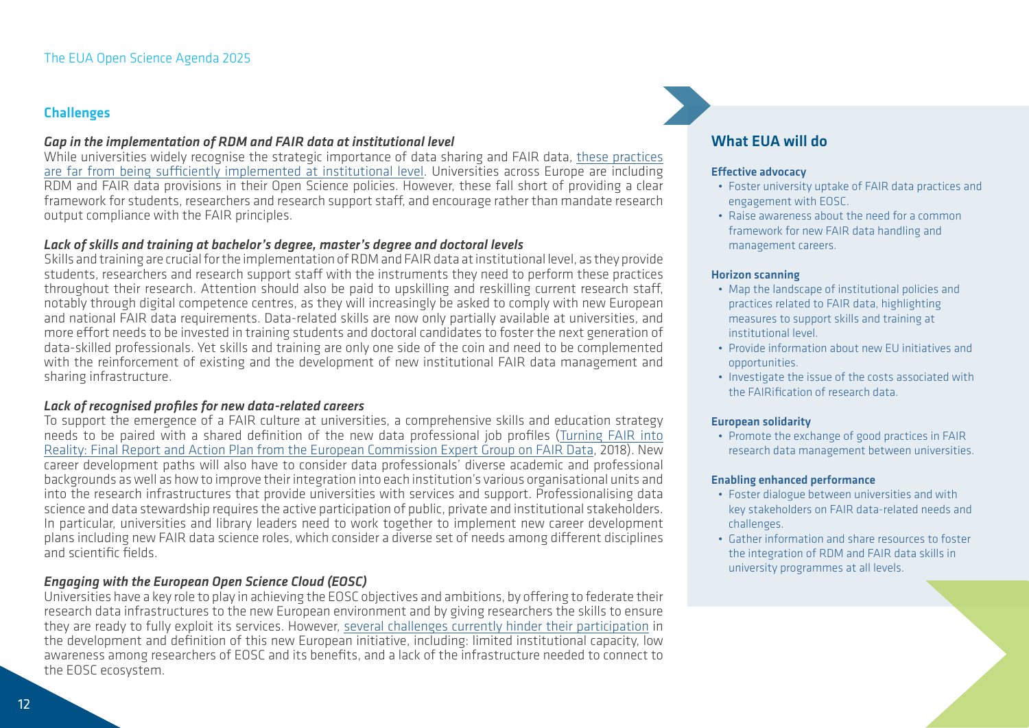## Challenges

### *Gap in the implementation of RDM and FAIR data at institutional level*

While universities widely recognise the strategic importance of data sharing and FAIR data, these practices are far from being sufficiently implemented at institutional level. Universities across Europe are including RDM and FAIR data provisions in their Open Science policies. However, these fall short of providing a clear framework for students, researchers and research support staff, and encourage rather than mandate research output compliance with the FAIR principles.

### *Lack of skills and training at bachelor's degree, master's degree and doctoral levels*

Skills and training are crucial for the implementation of RDM and FAIR data at institutional level, as they provide students, researchers and research support staff with the instruments they need to perform these practices throughout their research. Attention should also be paid to upskilling and reskilling current research staff, notably through digital competence centres, as they will increasingly be asked to comply with new European and national FAIR data requirements. Data-related skills are now only partially available at universities, and more effort needs to be invested in training students and doctoral candidates to foster the next generation of data-skilled professionals. Yet skills and training are only one side of the coin and need to be complemented with the reinforcement of existing and the development of new institutional FAIR data management and sharing infrastructure.

### *Lack of recognised profiles for new data-related careers*

To support the emergence of a FAIR culture at universities, a comprehensive skills and education strategy needs to be paired with a shared definition of the new data professional job profiles (Turning FAIR into Reality: Final Report and Action Plan from the European Commission Expert Group on FAIR Data, 2018). New career development paths will also have to consider data professionals' diverse academic and professional backgrounds as well as how to improve their integration into each institution's various organisational units and into the research infrastructures that provide universities with services and support. Professionalising data science and data stewardship requires the active participation of public, private and institutional stakeholders. In particular, universities and library leaders need to work together to implement new career development plans including new FAIR data science roles, which consider a diverse set of needs among different disciplines and scientific fields.

### *Engaging with the European Open Science Cloud (EOSC)*

Universities have a key role to play in achieving the EOSC objectives and ambitions, by offering to federate their research data infrastructures to the new European environment and by giving researchers the skills to ensure they are ready to fully exploit its services. However, several challenges currently hinder their participation in the development and definition of this new European initiative, including: limited institutional capacity, low awareness among researchers of EOSC and its benefits, and a lack of the infrastructure needed to connect to the EOSC ecosystem.

## What EUA will do

**Effective advocacy**

- Foster university uptake of FAIR data practices and engagement with EOSC.
- Raise awareness about the need for a common framework for new FAIR data handling and management careers.

**Horizon scanning**

- Map the landscape of institutional policies and practices related to FAIR data, highlighting measures to support skills and training at institutional level.
- Provide information about new EU initiatives and opportunities.
- Investigate the issue of the costs associated with the FAIRification of research data.

**European solidarity**

- Promote the exchange of good practices in FAIR research data management between universities.

**Enabling enhanced performance**

- Foster dialogue between universities and with key stakeholders on FAIR data-related needs and challenges.
- Gather information and share resources to foster the integration of RDM and FAIR data skills in university programmes at all levels.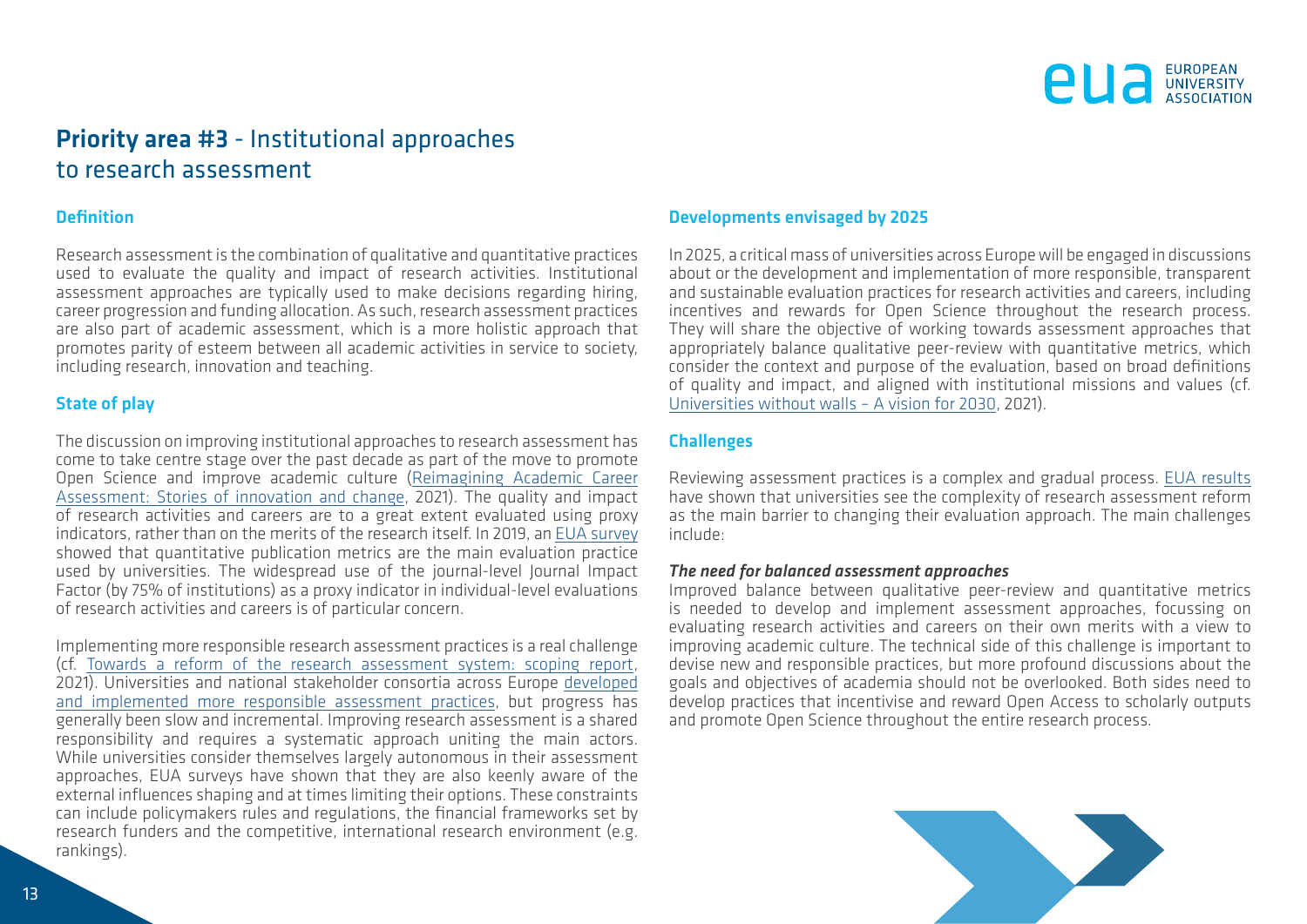## **Priority area #3** - Institutional approaches to research assessment

### Definition

Research assessment is the combination of qualitative and quantitative practices used to evaluate the quality and impact of research activities. Institutional assessment approaches are typically used to make decisions regarding hiring, career progression and funding allocation. As such, research assessment practices are also part of academic assessment, which is a more holistic approach that promotes parity of esteem between all academic activities in service to society, including research, innovation and teaching.

### State of play

The discussion on improving institutional approaches to research assessment has come to take centre stage over the past decade as part of the move to promote Open Science and improve academic culture (Reimagining Academic Career Assessment: Stories of innovation and change, 2021). The quality and impact of research activities and careers are to a great extent evaluated using proxy indicators, rather than on the merits of the research itself. In 2019, an EUA survey showed that quantitative publication metrics are the main evaluation practice used by universities. The widespread use of the journal-level Journal Impact Factor (by 75% of institutions) as a proxy indicator in individual-level evaluations of research activities and careers is of particular concern.

Implementing more responsible research assessment practices is a real challenge (cf. Towards a reform of the research assessment system: scoping report, 2021). Universities and national stakeholder consortia across Europe developed and implemented more responsible assessment practices, but progress has generally been slow and incremental. Improving research assessment is a shared responsibility and requires a systematic approach uniting the main actors. While universities consider themselves largely autonomous in their assessment approaches, EUA surveys have shown that they are also keenly aware of the external influences shaping and at times limiting their options. These constraints can include policymakers rules and regulations, the financial frameworks set by research funders and the competitive, international research environment (e.g. rankings).

### Developments envisaged by 2025

In 2025, a critical mass of universities across Europe will be engaged in discussions about or the development and implementation of more responsible, transparent and sustainable evaluation practices for research activities and careers, including incentives and rewards for Open Science throughout the research process. They will share the objective of working towards assessment approaches that appropriately balance qualitative peer-review with quantitative metrics, which consider the context and purpose of the evaluation, based on broad definitions of quality and impact, and aligned with institutional missions and values (cf. Universities without walls – A vision for 2030, 2021).

### Challenges

Reviewing assessment practices is a complex and gradual process. EUA results have shown that universities see the complexity of research assessment reform as the main barrier to changing their evaluation approach. The main challenges include:

***The need for balanced assessment approaches***

Improved balance between qualitative peer-review and quantitative metrics is needed to develop and implement assessment approaches, focussing on evaluating research activities and careers on their own merits with a view to improving academic culture. The technical side of this challenge is important to devise new and responsible practices, but more profound discussions about the goals and objectives of academia should not be overlooked. Both sides need to develop practices that incentivise and reward Open Access to scholarly outputs and promote Open Science throughout the entire research process.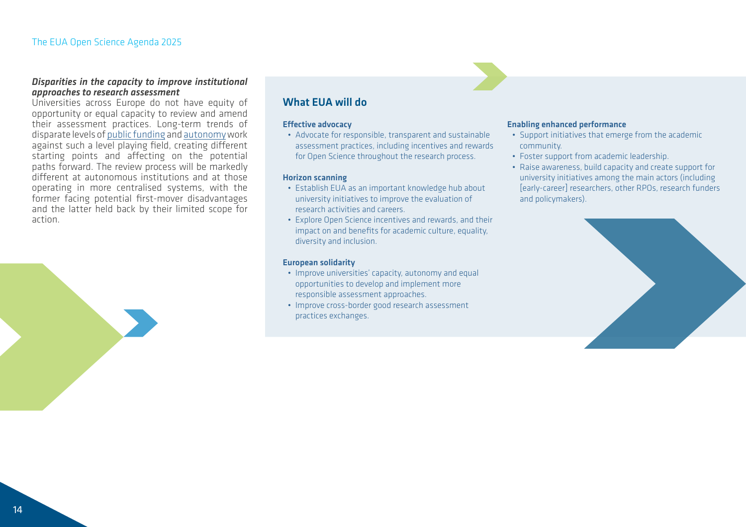***Disparities in the capacity to improve institutional approaches to research assessment***

Universities across Europe do not have equity of opportunity or equal capacity to review and amend their assessment practices. Long-term trends of disparate levels of public funding and autonomy work against such a level playing field, creating different starting points and affecting on the potential paths forward. The review process will be markedly different at autonomous institutions and at those operating in more centralised systems, with the former facing potential first-mover disadvantages and the latter held back by their limited scope for action.

## What EUA will do

**Effective advocacy**

- Advocate for responsible, transparent and sustainable assessment practices, including incentives and rewards for Open Science throughout the research process.

**Horizon scanning**

- Establish EUA as an important knowledge hub about university initiatives to improve the evaluation of research activities and careers.
- Explore Open Science incentives and rewards, and their impact on and benefits for academic culture, equality, diversity and inclusion.

**European solidarity**

- Improve universities' capacity, autonomy and equal opportunities to develop and implement more responsible assessment approaches.
- Improve cross-border good research assessment practices exchanges.

**Enabling enhanced performance**

- Support initiatives that emerge from the academic community.
- Foster support from academic leadership.
- Raise awareness, build capacity and create support for university initiatives among the main actors (including [early-career] researchers, other RPOs, research funders and policymakers).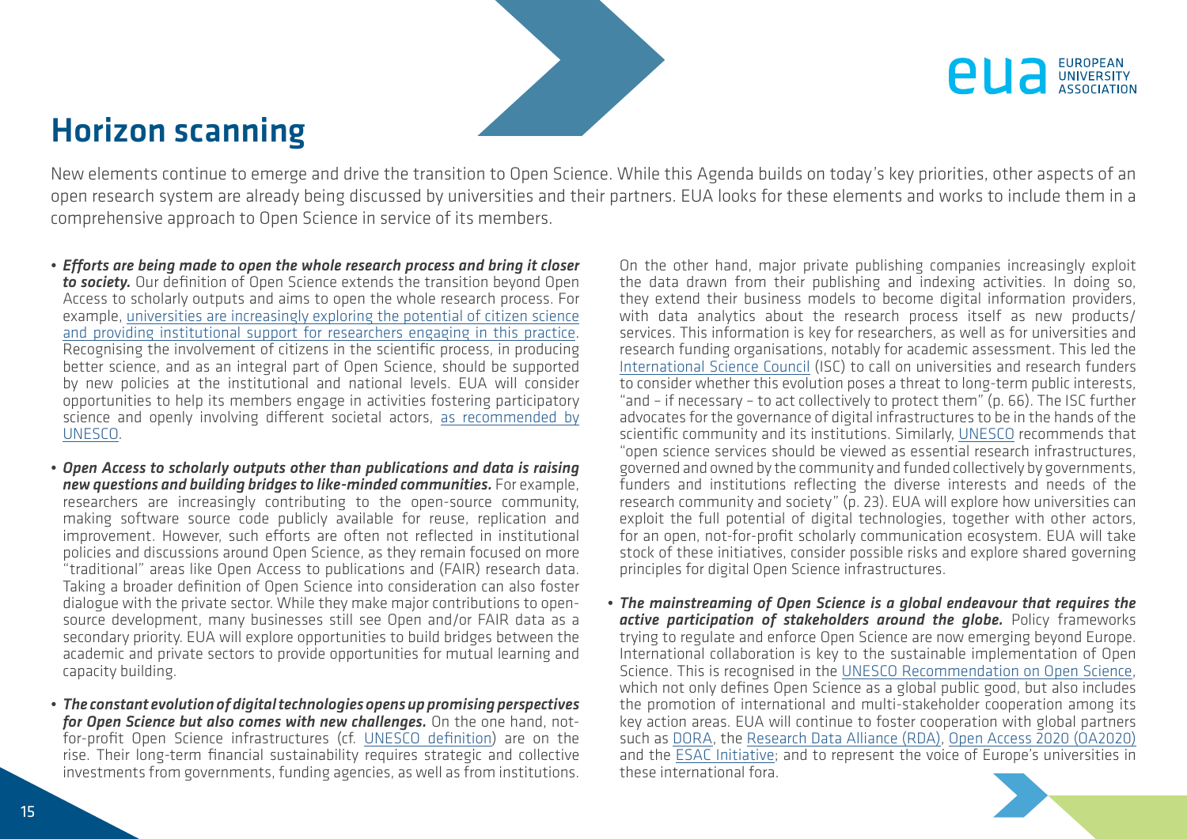# Horizon scanning

New elements continue to emerge and drive the transition to Open Science. While this Agenda builds on today's key priorities, other aspects of an open research system are already being discussed by universities and their partners. EUA looks for these elements and works to include them in a comprehensive approach to Open Science in service of its members.

- ***Efforts are being made to open the whole research process and bring it closer to society.*** Our definition of Open Science extends the transition beyond Open Access to scholarly outputs and aims to open the whole research process. For example, universities are increasingly exploring the potential of citizen science and providing institutional support for researchers engaging in this practice. Recognising the involvement of citizens in the scientific process, in producing better science, and as an integral part of Open Science, should be supported by new policies at the institutional and national levels. EUA will consider opportunities to help its members engage in activities fostering participatory science and openly involving different societal actors, as recommended by UNESCO.

- ***Open Access to scholarly outputs other than publications and data is raising new questions and building bridges to like-minded communities.*** For example, researchers are increasingly contributing to the open-source community, making software source code publicly available for reuse, replication and improvement. However, such efforts are often not reflected in institutional policies and discussions around Open Science, as they remain focused on more "traditional" areas like Open Access to publications and (FAIR) research data. Taking a broader definition of Open Science into consideration can also foster dialogue with the private sector. While they make major contributions to open-source development, many businesses still see Open and/or FAIR data as a secondary priority. EUA will explore opportunities to build bridges between the academic and private sectors to provide opportunities for mutual learning and capacity building.

- ***The constant evolution of digital technologies opens up promising perspectives for Open Science but also comes with new challenges.*** On the one hand, not-for-profit Open Science infrastructures (cf. UNESCO definition) are on the rise. Their long-term financial sustainability requires strategic and collective investments from governments, funding agencies, as well as from institutions. On the other hand, major private publishing companies increasingly exploit the data drawn from their publishing and indexing activities. In doing so, they extend their business models to become digital information providers, with data analytics about the research process itself as new products/services. This information is key for researchers, as well as for universities and research funding organisations, notably for academic assessment. This led the International Science Council (ISC) to call on universities and research funders to consider whether this evolution poses a threat to long-term public interests, "and – if necessary – to act collectively to protect them" (p. 66). The ISC further advocates for the governance of digital infrastructures to be in the hands of the scientific community and its institutions. Similarly, UNESCO recommends that "open science services should be viewed as essential research infrastructures, governed and owned by the community and funded collectively by governments, funders and institutions reflecting the diverse interests and needs of the research community and society" (p. 23). EUA will explore how universities can exploit the full potential of digital technologies, together with other actors, for an open, not-for-profit scholarly communication ecosystem. EUA will take stock of these initiatives, consider possible risks and explore shared governing principles for digital Open Science infrastructures.

- ***The mainstreaming of Open Science is a global endeavour that requires the active participation of stakeholders around the globe.*** Policy frameworks trying to regulate and enforce Open Science are now emerging beyond Europe. International collaboration is key to the sustainable implementation of Open Science. This is recognised in the UNESCO Recommendation on Open Science, which not only defines Open Science as a global public good, but also includes the promotion of international and multi-stakeholder cooperation among its key action areas. EUA will continue to foster cooperation with global partners such as DORA, the Research Data Alliance (RDA), Open Access 2020 (OA2020) and the ESAC Initiative; and to represent the voice of Europe's universities in these international fora.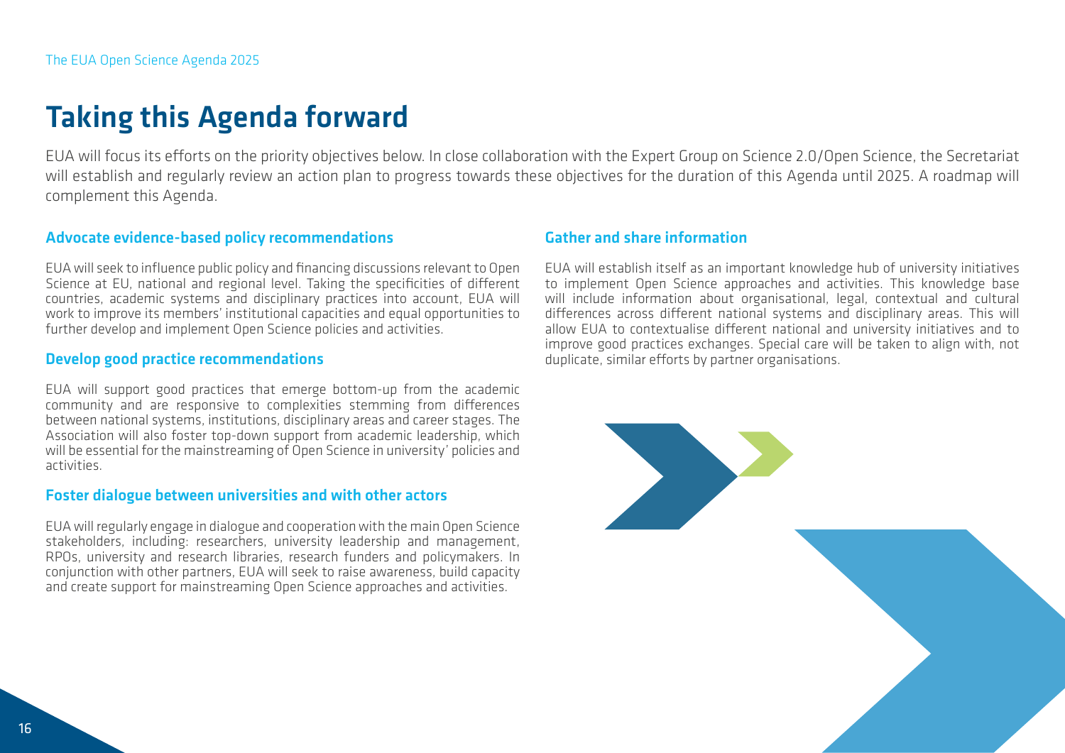# Taking this Agenda forward

EUA will focus its efforts on the priority objectives below. In close collaboration with the Expert Group on Science 2.0/Open Science, the Secretariat will establish and regularly review an action plan to progress towards these objectives for the duration of this Agenda until 2025. A roadmap will complement this Agenda.

### Advocate evidence-based policy recommendations

EUA will seek to influence public policy and financing discussions relevant to Open Science at EU, national and regional level. Taking the specificities of different countries, academic systems and disciplinary practices into account, EUA will work to improve its members' institutional capacities and equal opportunities to further develop and implement Open Science policies and activities.

### Develop good practice recommendations

EUA will support good practices that emerge bottom-up from the academic community and are responsive to complexities stemming from differences between national systems, institutions, disciplinary areas and career stages. The Association will also foster top-down support from academic leadership, which will be essential for the mainstreaming of Open Science in university' policies and activities.

### Foster dialogue between universities and with other actors

EUA will regularly engage in dialogue and cooperation with the main Open Science stakeholders, including: researchers, university leadership and management, RPOs, university and research libraries, research funders and policymakers. In conjunction with other partners, EUA will seek to raise awareness, build capacity and create support for mainstreaming Open Science approaches and activities.

### Gather and share information

EUA will establish itself as an important knowledge hub of university initiatives to implement Open Science approaches and activities. This knowledge base will include information about organisational, legal, contextual and cultural differences across different national systems and disciplinary areas. This will allow EUA to contextualise different national and university initiatives and to improve good practices exchanges. Special care will be taken to align with, not duplicate, similar efforts by partner organisations.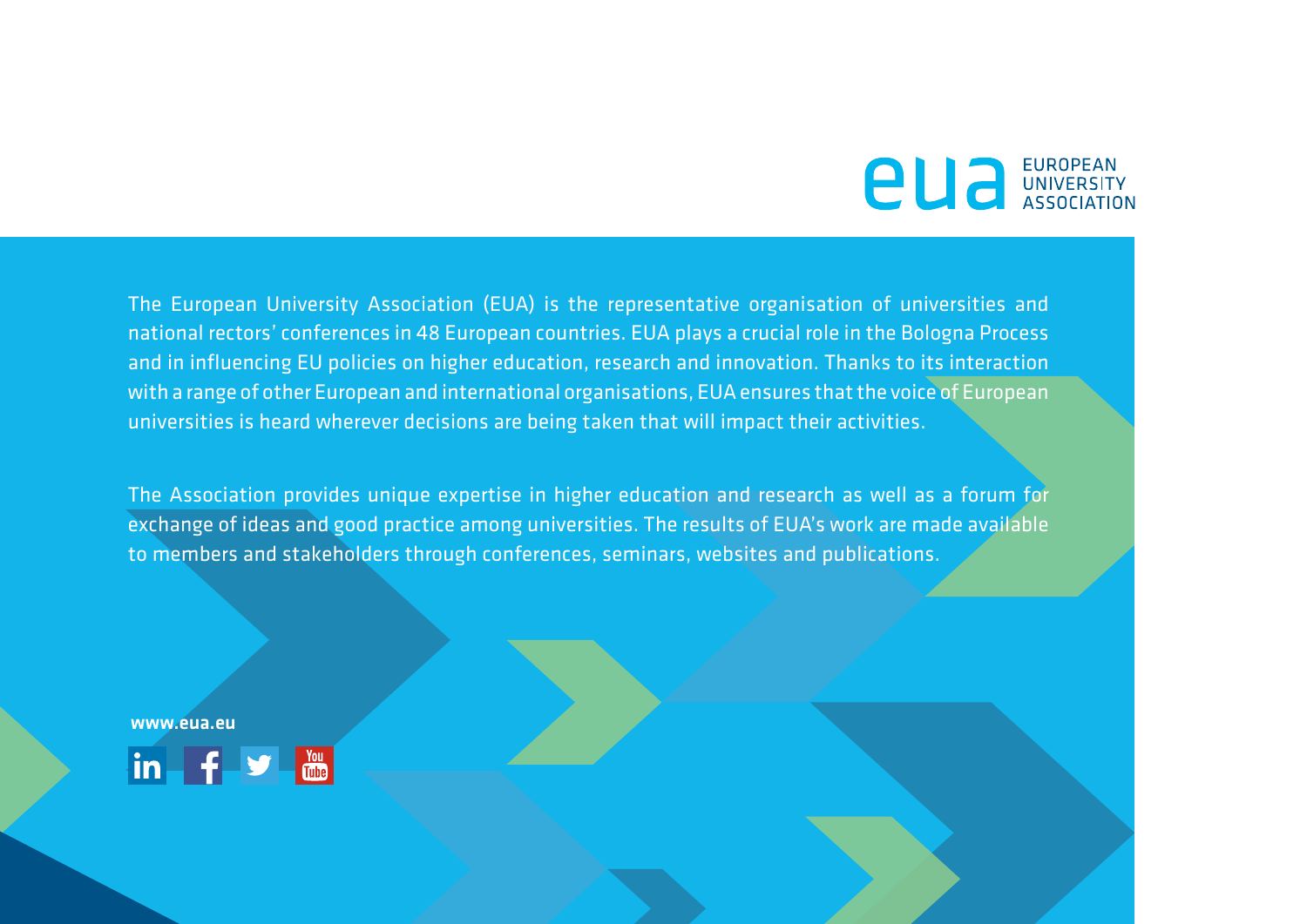EUROPEAN UNIVERSITY ASSOCIATION

The European University Association (EUA) is the representative organisation of universities and national rectors' conferences in 48 European countries. EUA plays a crucial role in the Bologna Process and in influencing EU policies on higher education, research and innovation. Thanks to its interaction with a range of other European and international organisations, EUA ensures that the voice of European universities is heard wherever decisions are being taken that will impact their activities.

The Association provides unique expertise in higher education and research as well as a forum for exchange of ideas and good practice among universities. The results of EUA's work are made available to members and stakeholders through conferences, seminars, websites and publications.

**www.eua.eu**